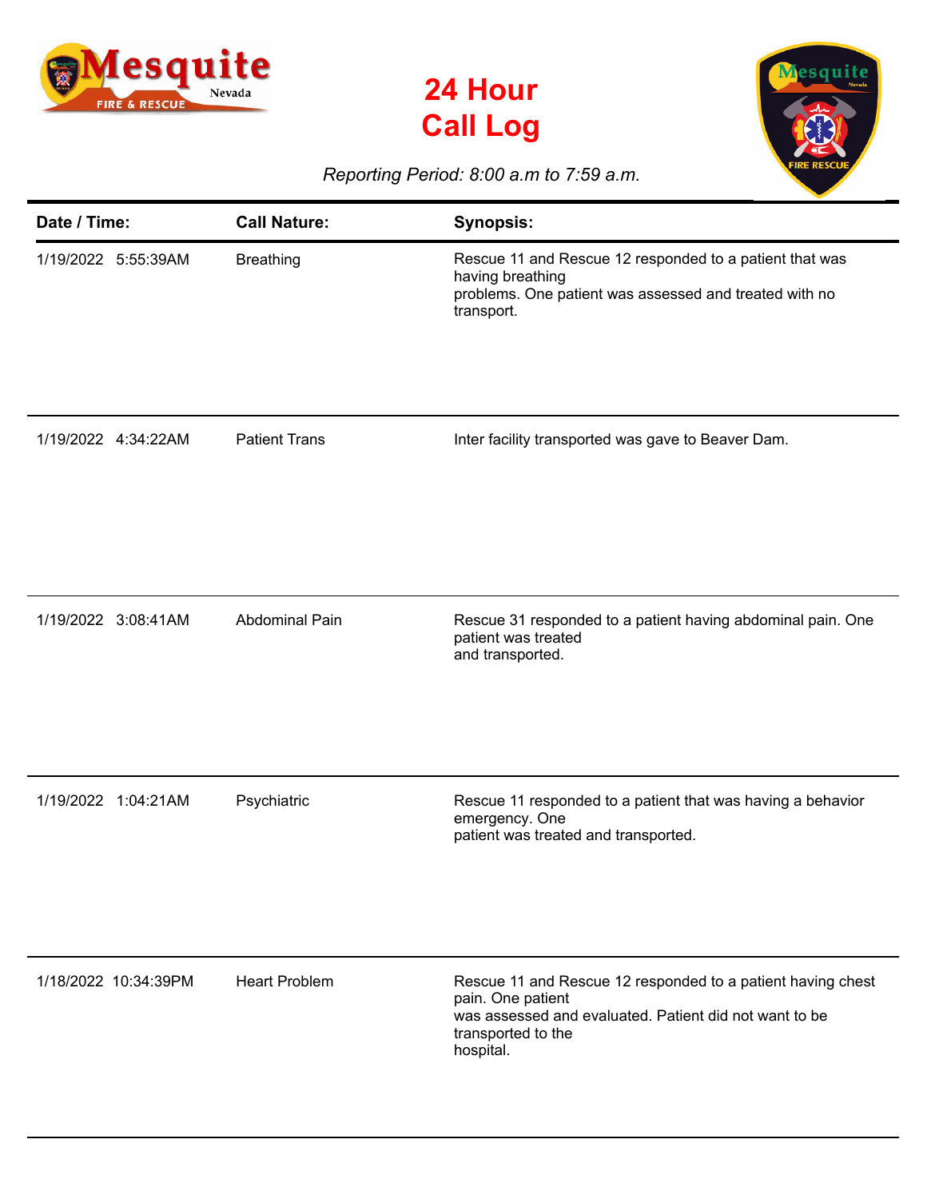# 24 Hour Call Log

*Reporting Period: 8:00 a.m to 7:59 a.m.*

| Date / Time: | Call Nature: | Synopsis: |
|---|---|---|
| 1/19/2022 5:55:39AM | Breathing | Rescue 11 and Rescue 12 responded to a patient that was having breathing problems. One patient was assessed and treated with no transport. |
| 1/19/2022 4:34:22AM | Patient Trans | Inter facility transported was gave to Beaver Dam. |
| 1/19/2022 3:08:41AM | Abdominal Pain | Rescue 31 responded to a patient having abdominal pain. One patient was treated and transported. |
| 1/19/2022 1:04:21AM | Psychiatric | Rescue 11 responded to a patient that was having a behavior emergency. One patient was treated and transported. |
| 1/18/2022 10:34:39PM | Heart Problem | Rescue 11 and Rescue 12 responded to a patient having chest pain. One patient was assessed and evaluated. Patient did not want to be transported to the hospital. |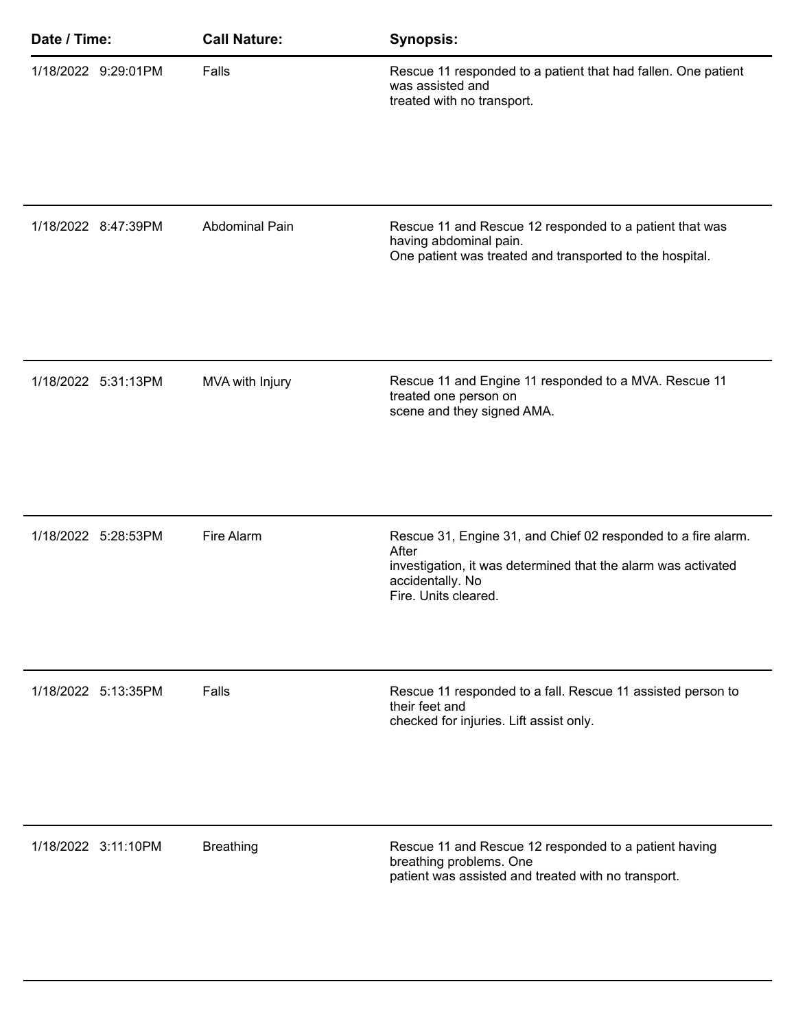| Date / Time: | Call Nature: | Synopsis: |
|---|---|---|
| 1/18/2022 9:29:01PM | Falls | Rescue 11 responded to a patient that had fallen. One patient was assisted and treated with no transport. |
| 1/18/2022 8:47:39PM | Abdominal Pain | Rescue 11 and Rescue 12 responded to a patient that was having abdominal pain. One patient was treated and transported to the hospital. |
| 1/18/2022 5:31:13PM | MVA with Injury | Rescue 11 and Engine 11 responded to a MVA. Rescue 11 treated one person on scene and they signed AMA. |
| 1/18/2022 5:28:53PM | Fire Alarm | Rescue 31, Engine 31, and Chief 02 responded to a fire alarm. After investigation, it was determined that the alarm was activated accidentally. No Fire. Units cleared. |
| 1/18/2022 5:13:35PM | Falls | Rescue 11 responded to a fall. Rescue 11 assisted person to their feet and checked for injuries. Lift assist only. |
| 1/18/2022 3:11:10PM | Breathing | Rescue 11 and Rescue 12 responded to a patient having breathing problems. One patient was assisted and treated with no transport. |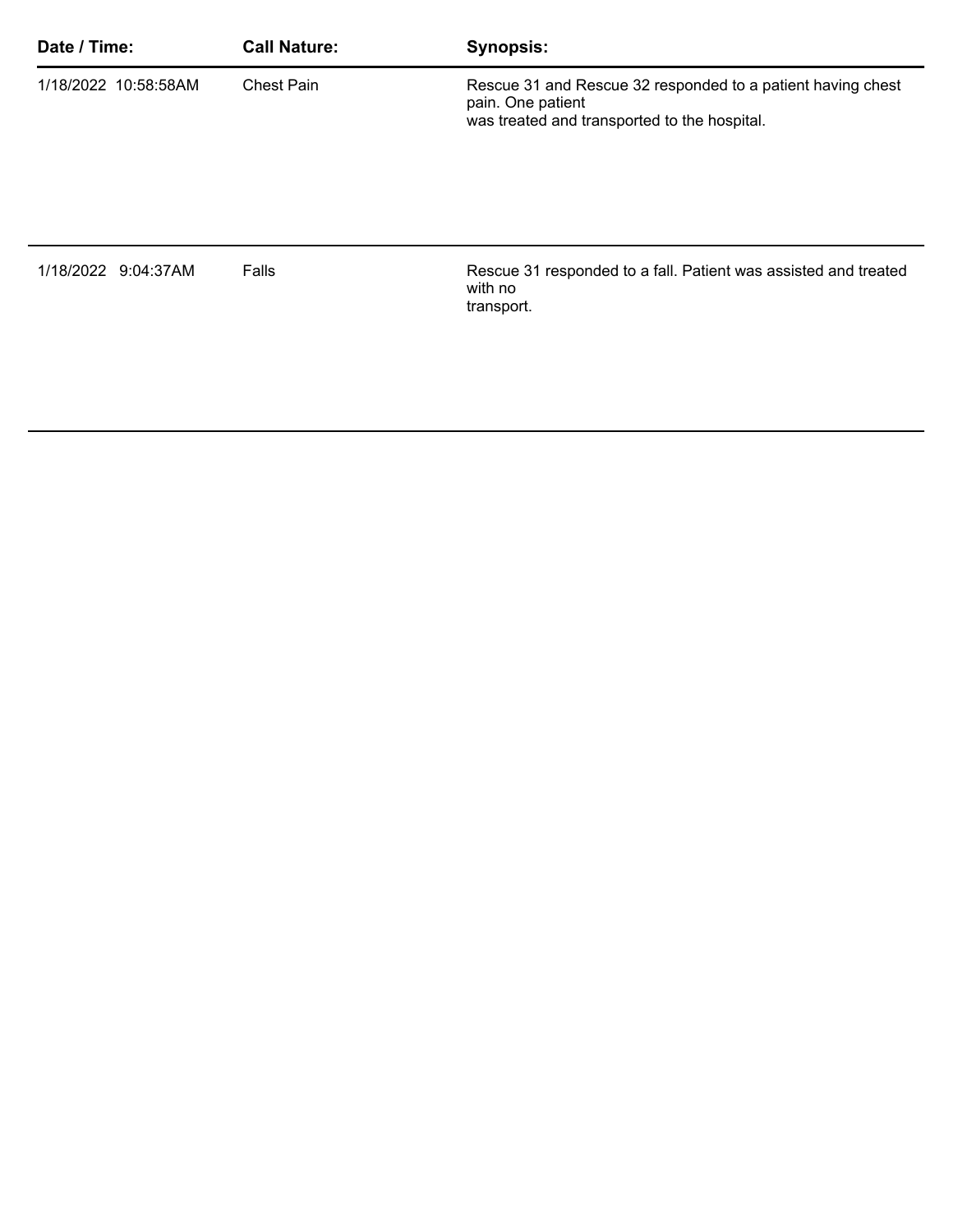| Date / Time: | Call Nature: | Synopsis: |
| --- | --- | --- |
| 1/18/2022 10:58:58AM | Chest Pain | Rescue 31 and Rescue 32 responded to a patient having chest pain. One patient was treated and transported to the hospital. |
| 1/18/2022 9:04:37AM | Falls | Rescue 31 responded to a fall. Patient was assisted and treated with no transport. |